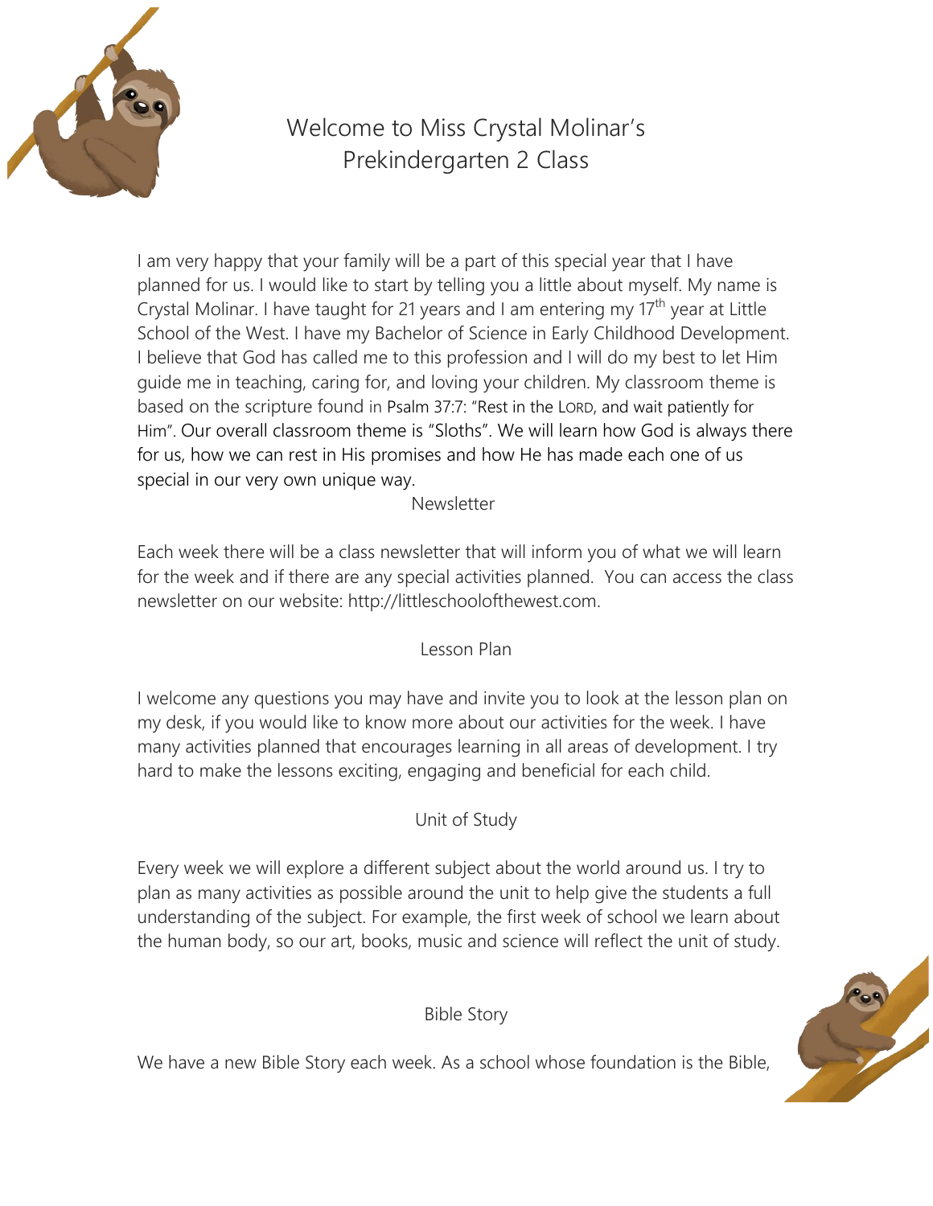# Welcome to Miss Crystal Molinar's Prekindergarten 2 Class

I am very happy that your family will be a part of this special year that I have planned for us. I would like to start by telling you a little about myself. My name is Crystal Molinar. I have taught for 21 years and I am entering my 17th year at Little School of the West. I have my Bachelor of Science in Early Childhood Development. I believe that God has called me to this profession and I will do my best to let Him guide me in teaching, caring for, and loving your children. My classroom theme is based on the scripture found in Psalm 37:7: "Rest in the LORD, and wait patiently for Him". Our overall classroom theme is "Sloths". We will learn how God is always there for us, how we can rest in His promises and how He has made each one of us special in our very own unique way.

## Newsletter

Each week there will be a class newsletter that will inform you of what we will learn for the week and if there are any special activities planned. You can access the class newsletter on our website: http://littleschoolofthewest.com.

## Lesson Plan

I welcome any questions you may have and invite you to look at the lesson plan on my desk, if you would like to know more about our activities for the week. I have many activities planned that encourages learning in all areas of development. I try hard to make the lessons exciting, engaging and beneficial for each child.

## Unit of Study

Every week we will explore a different subject about the world around us. I try to plan as many activities as possible around the unit to help give the students a full understanding of the subject. For example, the first week of school we learn about the human body, so our art, books, music and science will reflect the unit of study.

## Bible Story

We have a new Bible Story each week. As a school whose foundation is the Bible,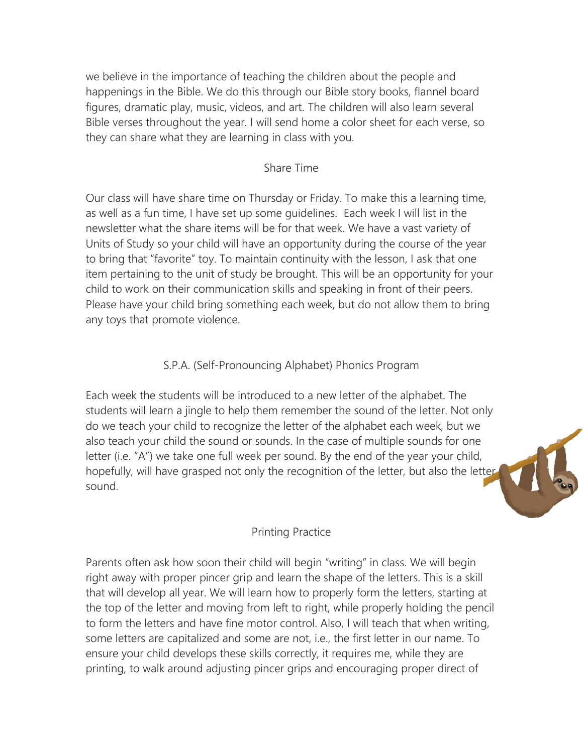we believe in the importance of teaching the children about the people and happenings in the Bible. We do this through our Bible story books, flannel board figures, dramatic play, music, videos, and art. The children will also learn several Bible verses throughout the year. I will send home a color sheet for each verse, so they can share what they are learning in class with you.

## Share Time

Our class will have share time on Thursday or Friday. To make this a learning time, as well as a fun time, I have set up some guidelines. Each week I will list in the newsletter what the share items will be for that week. We have a vast variety of Units of Study so your child will have an opportunity during the course of the year to bring that "favorite" toy. To maintain continuity with the lesson, I ask that one item pertaining to the unit of study be brought. This will be an opportunity for your child to work on their communication skills and speaking in front of their peers. Please have your child bring something each week, but do not allow them to bring any toys that promote violence.

## S.P.A. (Self-Pronouncing Alphabet) Phonics Program

Each week the students will be introduced to a new letter of the alphabet. The students will learn a jingle to help them remember the sound of the letter. Not only do we teach your child to recognize the letter of the alphabet each week, but we also teach your child the sound or sounds. In the case of multiple sounds for one letter (i.e. "A") we take one full week per sound. By the end of the year your child, hopefully, will have grasped not only the recognition of the letter, but also the letter sound.

## Printing Practice

Parents often ask how soon their child will begin "writing" in class. We will begin right away with proper pincer grip and learn the shape of the letters. This is a skill that will develop all year. We will learn how to properly form the letters, starting at the top of the letter and moving from left to right, while properly holding the pencil to form the letters and have fine motor control. Also, I will teach that when writing, some letters are capitalized and some are not, i.e., the first letter in our name. To ensure your child develops these skills correctly, it requires me, while they are printing, to walk around adjusting pincer grips and encouraging proper direct of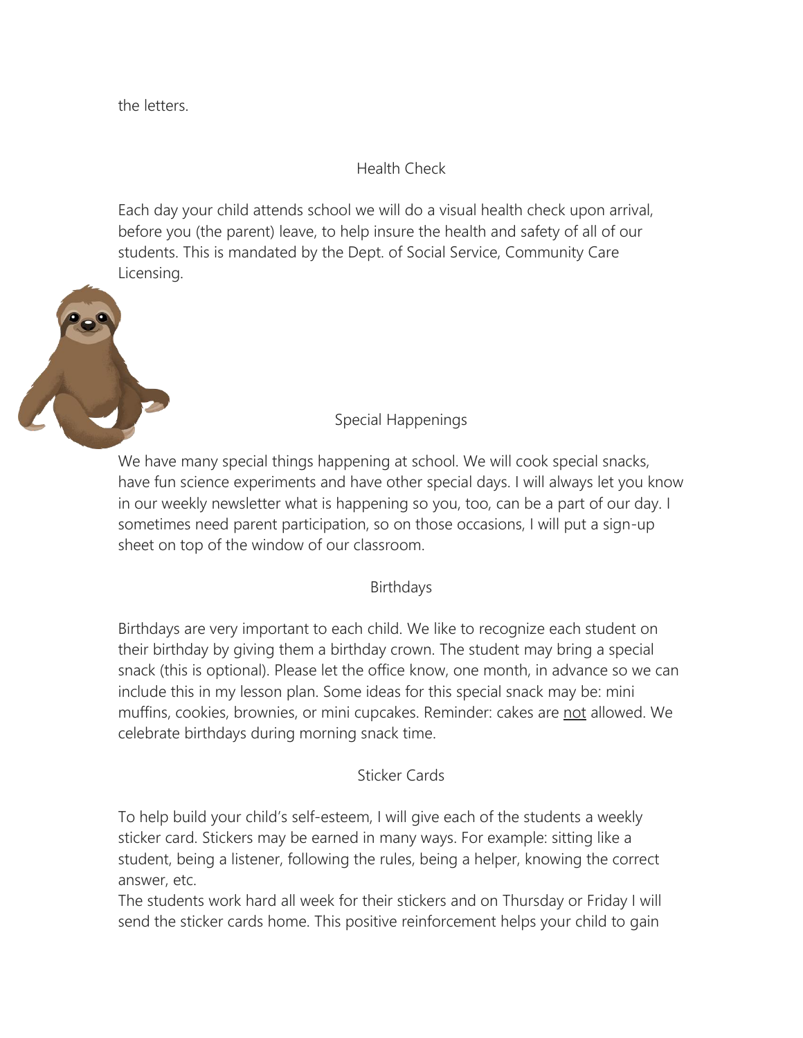the letters.

## Health Check

Each day your child attends school we will do a visual health check upon arrival, before you (the parent) leave, to help insure the health and safety of all of our students. This is mandated by the Dept. of Social Service, Community Care Licensing.

## Special Happenings

We have many special things happening at school. We will cook special snacks, have fun science experiments and have other special days. I will always let you know in our weekly newsletter what is happening so you, too, can be a part of our day. I sometimes need parent participation, so on those occasions, I will put a sign-up sheet on top of the window of our classroom.

## Birthdays

Birthdays are very important to each child. We like to recognize each student on their birthday by giving them a birthday crown. The student may bring a special snack (this is optional). Please let the office know, one month, in advance so we can include this in my lesson plan. Some ideas for this special snack may be: mini muffins, cookies, brownies, or mini cupcakes. Reminder: cakes are <u>not</u> allowed. We celebrate birthdays during morning snack time.

## Sticker Cards

To help build your child's self-esteem, I will give each of the students a weekly sticker card. Stickers may be earned in many ways. For example: sitting like a student, being a listener, following the rules, being a helper, knowing the correct answer, etc.
The students work hard all week for their stickers and on Thursday or Friday I will send the sticker cards home. This positive reinforcement helps your child to gain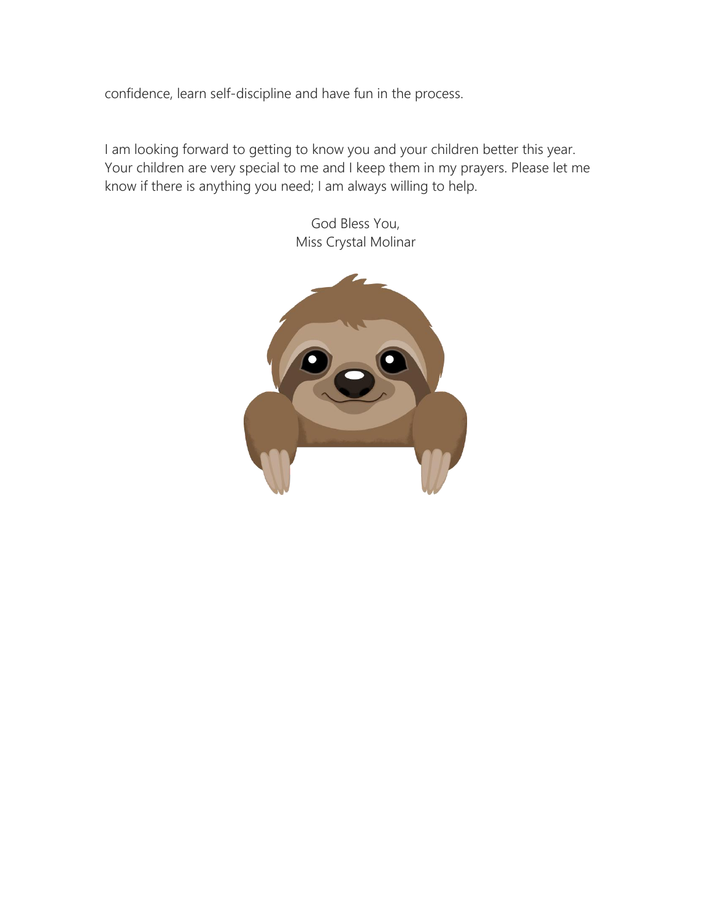confidence, learn self-discipline and have fun in the process.

I am looking forward to getting to know you and your children better this year. Your children are very special to me and I keep them in my prayers. Please let me know if there is anything you need; I am always willing to help.

God Bless You,
Miss Crystal Molinar